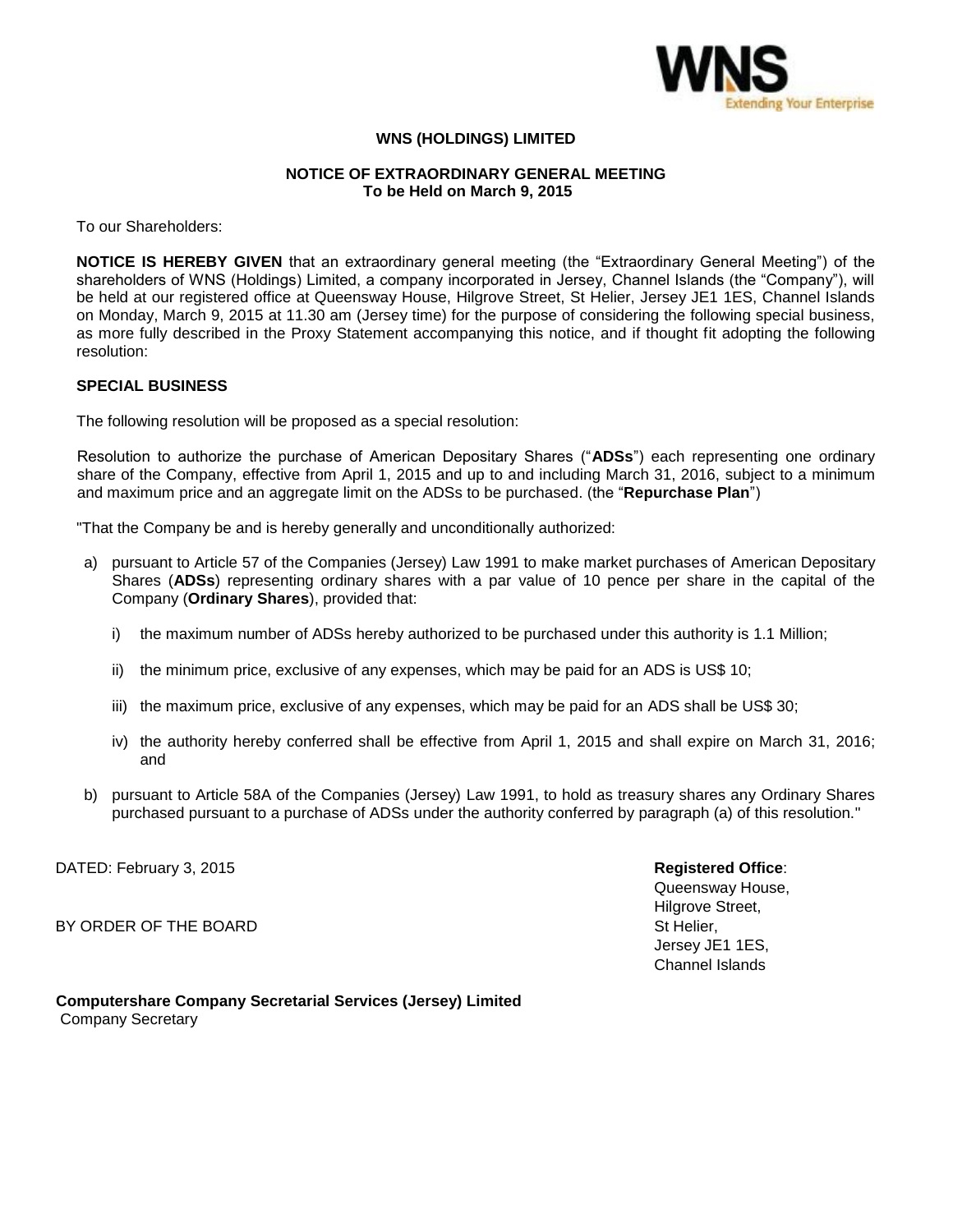WNS
Extending Your Enterprise

# WNS (HOLDINGS) LIMITED

## NOTICE OF EXTRAORDINARY GENERAL MEETING
**To be Held on March 9, 2015**

To our Shareholders:

**NOTICE IS HEREBY GIVEN** that an extraordinary general meeting (the "Extraordinary General Meeting") of the shareholders of WNS (Holdings) Limited, a company incorporated in Jersey, Channel Islands (the "Company"), will be held at our registered office at Queensway House, Hilgrove Street, St Helier, Jersey JE1 1ES, Channel Islands on Monday, March 9, 2015 at 11.30 am (Jersey time) for the purpose of considering the following special business, as more fully described in the Proxy Statement accompanying this notice, and if thought fit adopting the following resolution:

### SPECIAL BUSINESS

The following resolution will be proposed as a special resolution:

Resolution to authorize the purchase of American Depositary Shares ("**ADSs**") each representing one ordinary share of the Company, effective from April 1, 2015 and up to and including March 31, 2016, subject to a minimum and maximum price and an aggregate limit on the ADSs to be purchased. (the "**Repurchase Plan**")

"That the Company be and is hereby generally and unconditionally authorized:

a) pursuant to Article 57 of the Companies (Jersey) Law 1991 to make market purchases of American Depositary Shares (**ADSs**) representing ordinary shares with a par value of 10 pence per share in the capital of the Company (**Ordinary Shares**), provided that:

   i) the maximum number of ADSs hereby authorized to be purchased under this authority is 1.1 Million;

   ii) the minimum price, exclusive of any expenses, which may be paid for an ADS is US$ 10;

   iii) the maximum price, exclusive of any expenses, which may be paid for an ADS shall be US$ 30;

   iv) the authority hereby conferred shall be effective from April 1, 2015 and shall expire on March 31, 2016; and

b) pursuant to Article 58A of the Companies (Jersey) Law 1991, to hold as treasury shares any Ordinary Shares purchased pursuant to a purchase of ADSs under the authority conferred by paragraph (a) of this resolution."

DATED: February 3, 2015

BY ORDER OF THE BOARD

**Registered Office**:
Queensway House,
Hilgrove Street,
St Helier,
Jersey JE1 1ES,
Channel Islands

**Computershare Company Secretarial Services (Jersey) Limited**
Company Secretary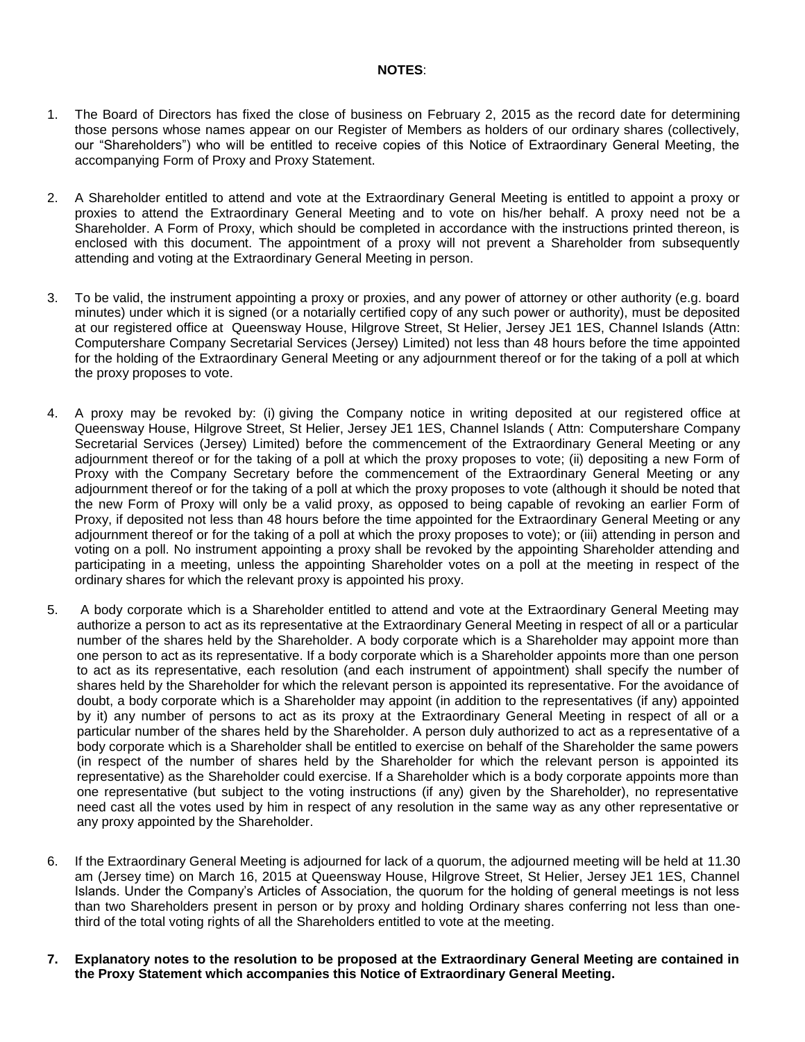**NOTES**:

1. The Board of Directors has fixed the close of business on February 2, 2015 as the record date for determining those persons whose names appear on our Register of Members as holders of our ordinary shares (collectively, our "Shareholders") who will be entitled to receive copies of this Notice of Extraordinary General Meeting, the accompanying Form of Proxy and Proxy Statement.

2. A Shareholder entitled to attend and vote at the Extraordinary General Meeting is entitled to appoint a proxy or proxies to attend the Extraordinary General Meeting and to vote on his/her behalf. A proxy need not be a Shareholder. A Form of Proxy, which should be completed in accordance with the instructions printed thereon, is enclosed with this document. The appointment of a proxy will not prevent a Shareholder from subsequently attending and voting at the Extraordinary General Meeting in person.

3. To be valid, the instrument appointing a proxy or proxies, and any power of attorney or other authority (e.g. board minutes) under which it is signed (or a notarially certified copy of any such power or authority), must be deposited at our registered office at Queensway House, Hilgrove Street, St Helier, Jersey JE1 1ES, Channel Islands (Attn: Computershare Company Secretarial Services (Jersey) Limited) not less than 48 hours before the time appointed for the holding of the Extraordinary General Meeting or any adjournment thereof or for the taking of a poll at which the proxy proposes to vote.

4. A proxy may be revoked by: (i) giving the Company notice in writing deposited at our registered office at Queensway House, Hilgrove Street, St Helier, Jersey JE1 1ES, Channel Islands ( Attn: Computershare Company Secretarial Services (Jersey) Limited) before the commencement of the Extraordinary General Meeting or any adjournment thereof or for the taking of a poll at which the proxy proposes to vote; (ii) depositing a new Form of Proxy with the Company Secretary before the commencement of the Extraordinary General Meeting or any adjournment thereof or for the taking of a poll at which the proxy proposes to vote (although it should be noted that the new Form of Proxy will only be a valid proxy, as opposed to being capable of revoking an earlier Form of Proxy, if deposited not less than 48 hours before the time appointed for the Extraordinary General Meeting or any adjournment thereof or for the taking of a poll at which the proxy proposes to vote); or (iii) attending in person and voting on a poll. No instrument appointing a proxy shall be revoked by the appointing Shareholder attending and participating in a meeting, unless the appointing Shareholder votes on a poll at the meeting in respect of the ordinary shares for which the relevant proxy is appointed his proxy.

5. A body corporate which is a Shareholder entitled to attend and vote at the Extraordinary General Meeting may authorize a person to act as its representative at the Extraordinary General Meeting in respect of all or a particular number of the shares held by the Shareholder. A body corporate which is a Shareholder may appoint more than one person to act as its representative. If a body corporate which is a Shareholder appoints more than one person to act as its representative, each resolution (and each instrument of appointment) shall specify the number of shares held by the Shareholder for which the relevant person is appointed its representative. For the avoidance of doubt, a body corporate which is a Shareholder may appoint (in addition to the representatives (if any) appointed by it) any number of persons to act as its proxy at the Extraordinary General Meeting in respect of all or a particular number of the shares held by the Shareholder. A person duly authorized to act as a representative of a body corporate which is a Shareholder shall be entitled to exercise on behalf of the Shareholder the same powers (in respect of the number of shares held by the Shareholder for which the relevant person is appointed its representative) as the Shareholder could exercise. If a Shareholder which is a body corporate appoints more than one representative (but subject to the voting instructions (if any) given by the Shareholder), no representative need cast all the votes used by him in respect of any resolution in the same way as any other representative or any proxy appointed by the Shareholder.

6. If the Extraordinary General Meeting is adjourned for lack of a quorum, the adjourned meeting will be held at 11.30 am (Jersey time) on March 16, 2015 at Queensway House, Hilgrove Street, St Helier, Jersey JE1 1ES, Channel Islands. Under the Company's Articles of Association, the quorum for the holding of general meetings is not less than two Shareholders present in person or by proxy and holding Ordinary shares conferring not less than one-third of the total voting rights of all the Shareholders entitled to vote at the meeting.

7. **Explanatory notes to the resolution to be proposed at the Extraordinary General Meeting are contained in the Proxy Statement which accompanies this Notice of Extraordinary General Meeting.**